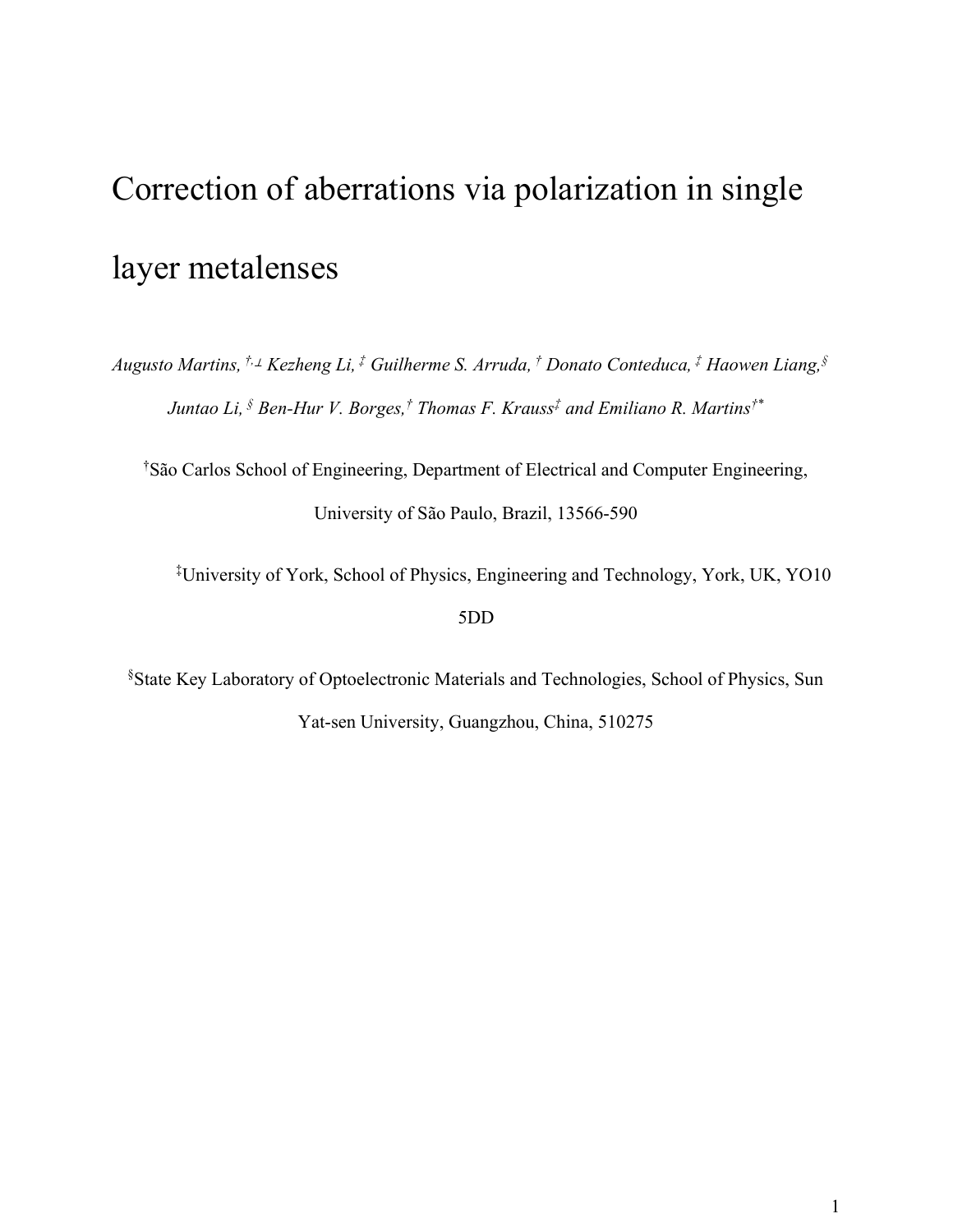# Correction of aberrations via polarization in single layer metalenses

*Augusto Martins,* [†,⊥] *Kezheng Li,* [‡] *Guilherme S. Arruda,* [†] *Donato Conteduca,* [‡] *Haowen Liang,* [§] *Juntao Li,* [§] *Ben-Hur V. Borges,*[†] *Thomas F. Krauss*[‡] *and Emiliano R. Martins*[†*]

[†]São Carlos School of Engineering, Department of Electrical and Computer Engineering, University of São Paulo, Brazil, 13566-590

[‡]University of York, School of Physics, Engineering and Technology, York, UK, YO10 5DD

[§]State Key Laboratory of Optoelectronic Materials and Technologies, School of Physics, Sun Yat-sen University, Guangzhou, China, 510275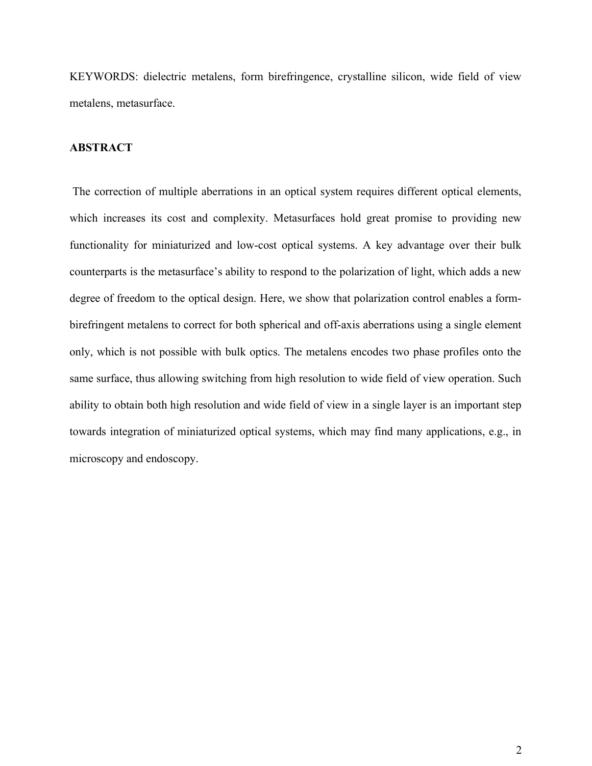KEYWORDS: dielectric metalens, form birefringence, crystalline silicon, wide field of view metalens, metasurface.

## ABSTRACT

The correction of multiple aberrations in an optical system requires different optical elements, which increases its cost and complexity. Metasurfaces hold great promise to providing new functionality for miniaturized and low-cost optical systems. A key advantage over their bulk counterparts is the metasurface's ability to respond to the polarization of light, which adds a new degree of freedom to the optical design. Here, we show that polarization control enables a form-birefringent metalens to correct for both spherical and off-axis aberrations using a single element only, which is not possible with bulk optics. The metalens encodes two phase profiles onto the same surface, thus allowing switching from high resolution to wide field of view operation. Such ability to obtain both high resolution and wide field of view in a single layer is an important step towards integration of miniaturized optical systems, which may find many applications, e.g., in microscopy and endoscopy.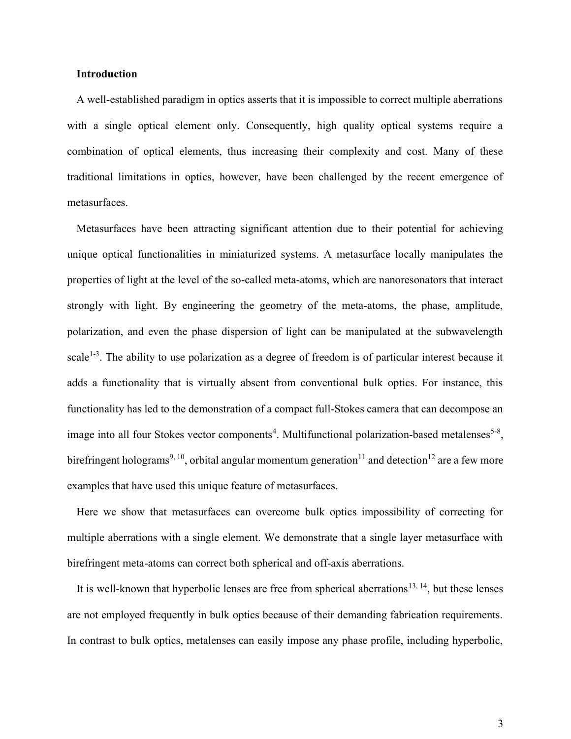## Introduction

A well-established paradigm in optics asserts that it is impossible to correct multiple aberrations with a single optical element only. Consequently, high quality optical systems require a combination of optical elements, thus increasing their complexity and cost. Many of these traditional limitations in optics, however, have been challenged by the recent emergence of metasurfaces.

Metasurfaces have been attracting significant attention due to their potential for achieving unique optical functionalities in miniaturized systems. A metasurface locally manipulates the properties of light at the level of the so-called meta-atoms, which are nanoresonators that interact strongly with light. By engineering the geometry of the meta-atoms, the phase, amplitude, polarization, and even the phase dispersion of light can be manipulated at the subwavelength scale[1-3]. The ability to use polarization as a degree of freedom is of particular interest because it adds a functionality that is virtually absent from conventional bulk optics. For instance, this functionality has led to the demonstration of a compact full-Stokes camera that can decompose an image into all four Stokes vector components[4]. Multifunctional polarization-based metalenses[5-8], birefringent holograms[9, 10], orbital angular momentum generation[11] and detection[12] are a few more examples that have used this unique feature of metasurfaces.

Here we show that metasurfaces can overcome bulk optics impossibility of correcting for multiple aberrations with a single element. We demonstrate that a single layer metasurface with birefringent meta-atoms can correct both spherical and off-axis aberrations.

It is well-known that hyperbolic lenses are free from spherical aberrations[13, 14], but these lenses are not employed frequently in bulk optics because of their demanding fabrication requirements. In contrast to bulk optics, metalenses can easily impose any phase profile, including hyperbolic,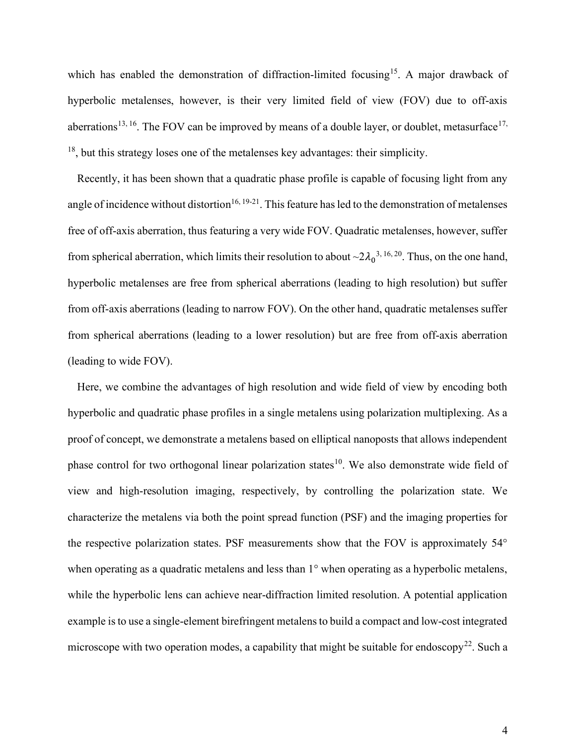which has enabled the demonstration of diffraction-limited focusing[15]. A major drawback of hyperbolic metalenses, however, is their very limited field of view (FOV) due to off-axis aberrations[13, 16]. The FOV can be improved by means of a double layer, or doublet, metasurface[17, 18], but this strategy loses one of the metalenses key advantages: their simplicity.

Recently, it has been shown that a quadratic phase profile is capable of focusing light from any angle of incidence without distortion[16, 19-21]. This feature has led to the demonstration of metalenses free of off-axis aberration, thus featuring a very wide FOV. Quadratic metalenses, however, suffer from spherical aberration, which limits their resolution to about $\sim 2\lambda_0$[3, 16, 20]. Thus, on the one hand, hyperbolic metalenses are free from spherical aberrations (leading to high resolution) but suffer from off-axis aberrations (leading to narrow FOV). On the other hand, quadratic metalenses suffer from spherical aberrations (leading to a lower resolution) but are free from off-axis aberration (leading to wide FOV).

Here, we combine the advantages of high resolution and wide field of view by encoding both hyperbolic and quadratic phase profiles in a single metalens using polarization multiplexing. As a proof of concept, we demonstrate a metalens based on elliptical nanoposts that allows independent phase control for two orthogonal linear polarization states[10]. We also demonstrate wide field of view and high-resolution imaging, respectively, by controlling the polarization state. We characterize the metalens via both the point spread function (PSF) and the imaging properties for the respective polarization states. PSF measurements show that the FOV is approximately 54° when operating as a quadratic metalens and less than 1° when operating as a hyperbolic metalens, while the hyperbolic lens can achieve near-diffraction limited resolution. A potential application example is to use a single-element birefringent metalens to build a compact and low-cost integrated microscope with two operation modes, a capability that might be suitable for endoscopy[22]. Such a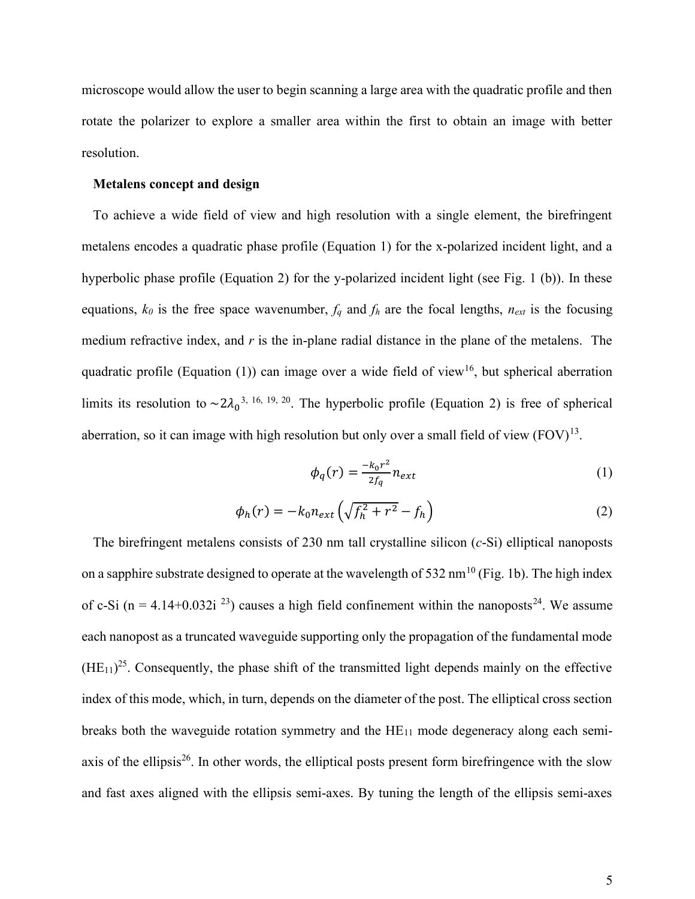microscope would allow the user to begin scanning a large area with the quadratic profile and then rotate the polarizer to explore a smaller area within the first to obtain an image with better resolution.

**Metalens concept and design**

To achieve a wide field of view and high resolution with a single element, the birefringent metalens encodes a quadratic phase profile (Equation 1) for the x-polarized incident light, and a hyperbolic phase profile (Equation 2) for the y-polarized incident light (see Fig. 1 (b)). In these equations, $k_0$ is the free space wavenumber, $f_q$ and $f_h$ are the focal lengths, $n_{ext}$ is the focusing medium refractive index, and $r$ is the in-plane radial distance in the plane of the metalens. The quadratic profile (Equation (1)) can image over a wide field of view[16], but spherical aberration limits its resolution to $\sim 2\lambda_0$[3, 16, 19, 20]. The hyperbolic profile (Equation 2) is free of spherical aberration, so it can image with high resolution but only over a small field of view (FOV)[13].

$$\phi_q(r) = \frac{-k_0 r^2}{2 f_q} n_{ext} \tag{1}$$

$$\phi_h(r) = -k_0 n_{ext} \left( \sqrt{f_h^2 + r^2} - f_h \right) \tag{2}$$

The birefringent metalens consists of 230 nm tall crystalline silicon (*c*-Si) elliptical nanoposts on a sapphire substrate designed to operate at the wavelength of 532 nm[10] (Fig. 1b). The high index of c-Si (n = 4.14+0.032i [23]) causes a high field confinement within the nanoposts[24]. We assume each nanopost as a truncated waveguide supporting only the propagation of the fundamental mode ($HE_{11}$)[25]. Consequently, the phase shift of the transmitted light depends mainly on the effective index of this mode, which, in turn, depends on the diameter of the post. The elliptical cross section breaks both the waveguide rotation symmetry and the $HE_{11}$ mode degeneracy along each semi-axis of the ellipsis[26]. In other words, the elliptical posts present form birefringence with the slow and fast axes aligned with the ellipsis semi-axes. By tuning the length of the ellipsis semi-axes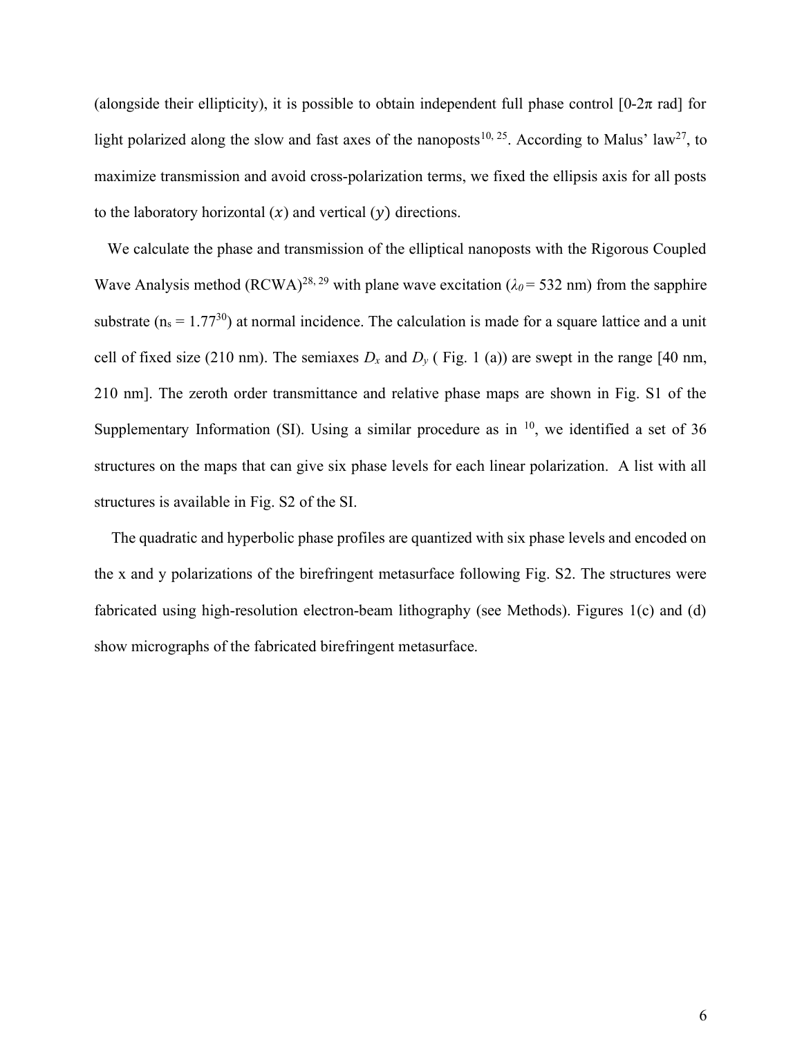(alongside their ellipticity), it is possible to obtain independent full phase control [0-2$\pi$ rad] for light polarized along the slow and fast axes of the nanoposts[10, 25]. According to Malus' law[27], to maximize transmission and avoid cross-polarization terms, we fixed the ellipsis axis for all posts to the laboratory horizontal $(x)$ and vertical $(y)$ directions.

We calculate the phase and transmission of the elliptical nanoposts with the Rigorous Coupled Wave Analysis method (RCWA)[28, 29] with plane wave excitation ($\lambda_0$ = 532 nm) from the sapphire substrate ($n_s$ = 1.77[30]) at normal incidence. The calculation is made for a square lattice and a unit cell of fixed size (210 nm). The semiaxes $D_x$ and $D_y$ ( Fig. 1 (a)) are swept in the range [40 nm, 210 nm]. The zeroth order transmittance and relative phase maps are shown in Fig. S1 of the Supplementary Information (SI). Using a similar procedure as in [10], we identified a set of 36 structures on the maps that can give six phase levels for each linear polarization. A list with all structures is available in Fig. S2 of the SI.

The quadratic and hyperbolic phase profiles are quantized with six phase levels and encoded on the x and y polarizations of the birefringent metasurface following Fig. S2. The structures were fabricated using high-resolution electron-beam lithography (see Methods). Figures 1(c) and (d) show micrographs of the fabricated birefringent metasurface.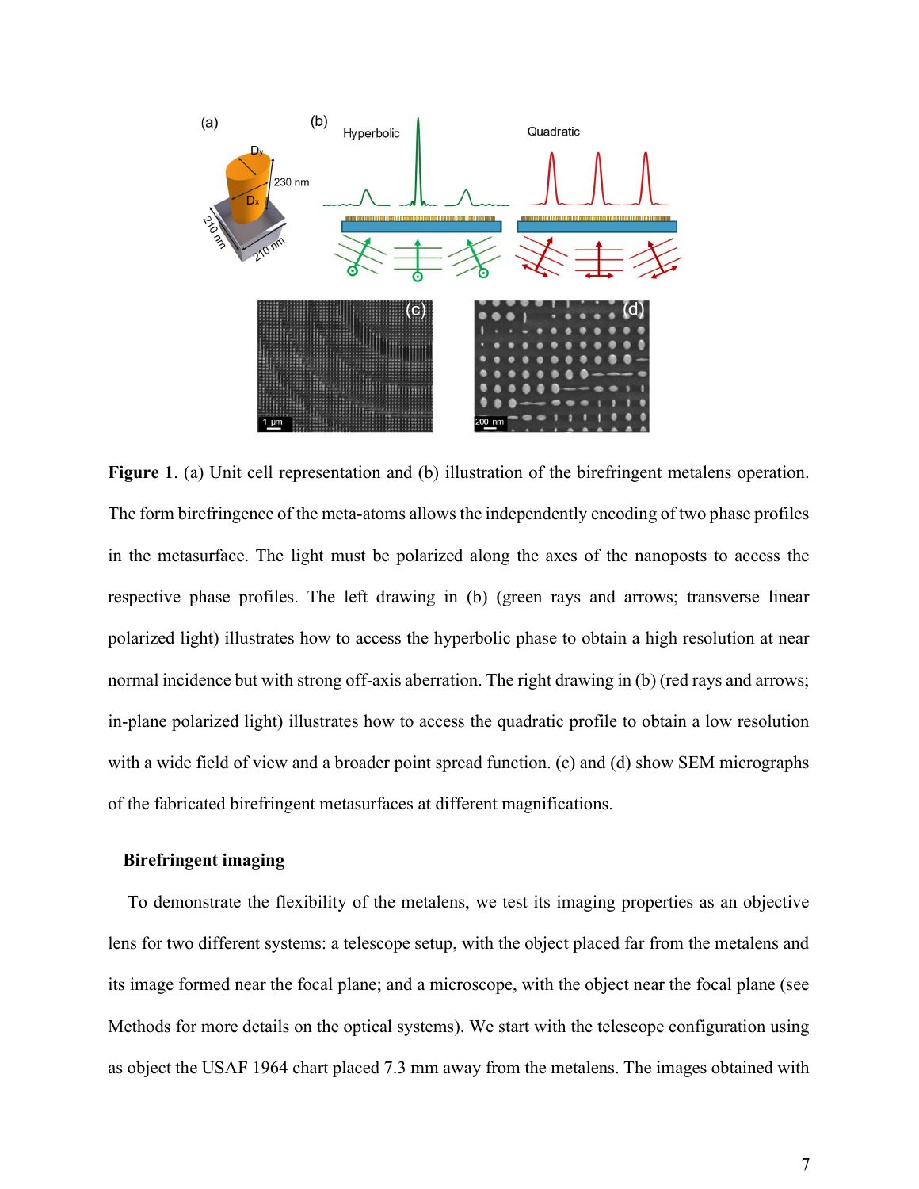**Figure 1**. (a) Unit cell representation and (b) illustration of the birefringent metalens operation. The form birefringence of the meta-atoms allows the independently encoding of two phase profiles in the metasurface. The light must be polarized along the axes of the nanoposts to access the respective phase profiles. The left drawing in (b) (green rays and arrows; transverse linear polarized light) illustrates how to access the hyperbolic phase to obtain a high resolution at near normal incidence but with strong off-axis aberration. The right drawing in (b) (red rays and arrows; in-plane polarized light) illustrates how to access the quadratic profile to obtain a low resolution with a wide field of view and a broader point spread function. (c) and (d) show SEM micrographs of the fabricated birefringent metasurfaces at different magnifications.

### Birefringent imaging

To demonstrate the flexibility of the metalens, we test its imaging properties as an objective lens for two different systems: a telescope setup, with the object placed far from the metalens and its image formed near the focal plane; and a microscope, with the object near the focal plane (see Methods for more details on the optical systems). We start with the telescope configuration using as object the USAF 1964 chart placed 7.3 mm away from the metalens. The images obtained with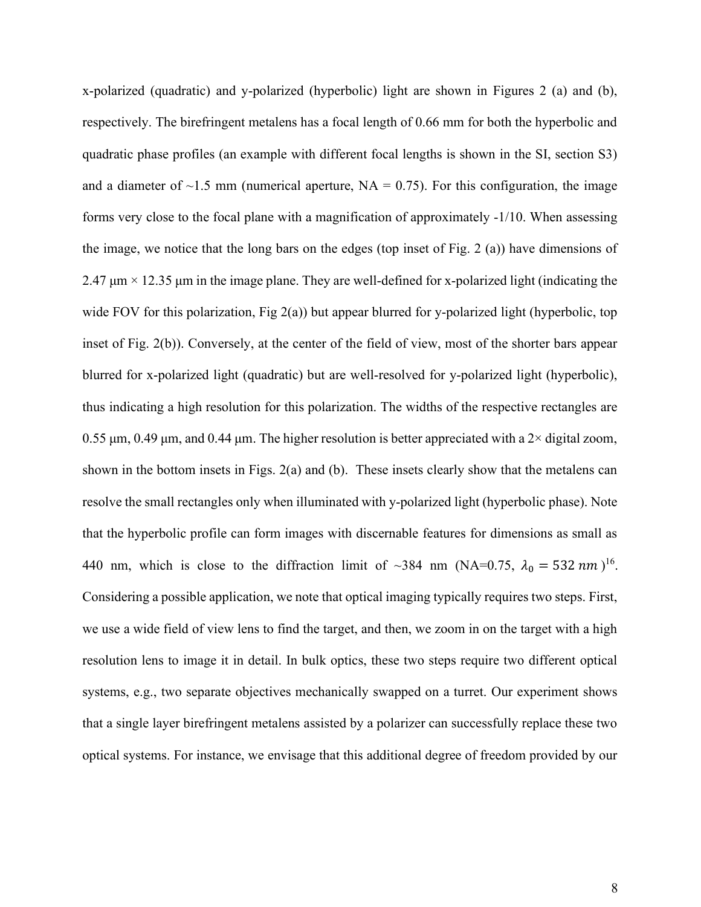x-polarized (quadratic) and y-polarized (hyperbolic) light are shown in Figures 2 (a) and (b), respectively. The birefringent metalens has a focal length of 0.66 mm for both the hyperbolic and quadratic phase profiles (an example with different focal lengths is shown in the SI, section S3) and a diameter of ~1.5 mm (numerical aperture, NA = 0.75). For this configuration, the image forms very close to the focal plane with a magnification of approximately -1/10. When assessing the image, we notice that the long bars on the edges (top inset of Fig. 2 (a)) have dimensions of 2.47 μm × 12.35 μm in the image plane. They are well-defined for x-polarized light (indicating the wide FOV for this polarization, Fig 2(a)) but appear blurred for y-polarized light (hyperbolic, top inset of Fig. 2(b)). Conversely, at the center of the field of view, most of the shorter bars appear blurred for x-polarized light (quadratic) but are well-resolved for y-polarized light (hyperbolic), thus indicating a high resolution for this polarization. The widths of the respective rectangles are 0.55 μm, 0.49 μm, and 0.44 μm. The higher resolution is better appreciated with a 2× digital zoom, shown in the bottom insets in Figs. 2(a) and (b). These insets clearly show that the metalens can resolve the small rectangles only when illuminated with y-polarized light (hyperbolic phase). Note that the hyperbolic profile can form images with discernable features for dimensions as small as 440 nm, which is close to the diffraction limit of ~384 nm (NA=0.75, $\lambda_0 = 532\ nm$)[16]. Considering a possible application, we note that optical imaging typically requires two steps. First, we use a wide field of view lens to find the target, and then, we zoom in on the target with a high resolution lens to image it in detail. In bulk optics, these two steps require two different optical systems, e.g., two separate objectives mechanically swapped on a turret. Our experiment shows that a single layer birefringent metalens assisted by a polarizer can successfully replace these two optical systems. For instance, we envisage that this additional degree of freedom provided by our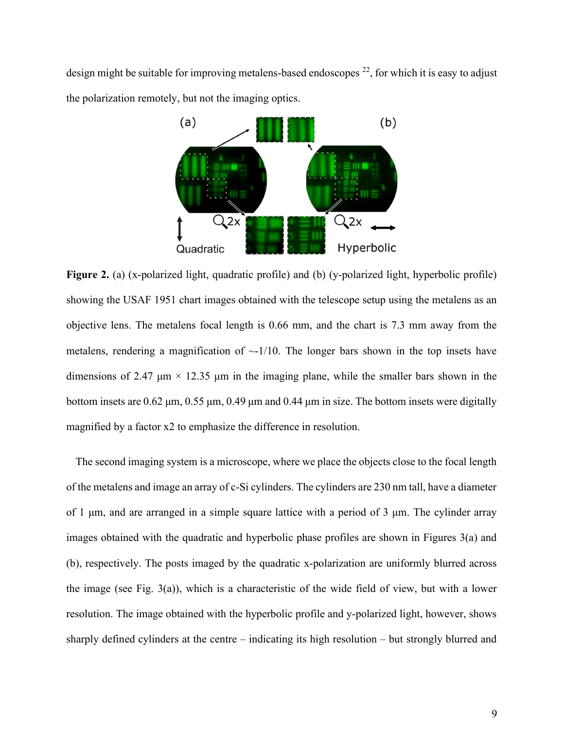design might be suitable for improving metalens-based endoscopes [22], for which it is easy to adjust the polarization remotely, but not the imaging optics.

**Figure 2.** (a) (x-polarized light, quadratic profile) and (b) (y-polarized light, hyperbolic profile) showing the USAF 1951 chart images obtained with the telescope setup using the metalens as an objective lens. The metalens focal length is 0.66 mm, and the chart is 7.3 mm away from the metalens, rendering a magnification of ~-1/10. The longer bars shown in the top insets have dimensions of 2.47 μm × 12.35 μm in the imaging plane, while the smaller bars shown in the bottom insets are 0.62 μm, 0.55 μm, 0.49 μm and 0.44 μm in size. The bottom insets were digitally magnified by a factor x2 to emphasize the difference in resolution.

The second imaging system is a microscope, where we place the objects close to the focal length of the metalens and image an array of c-Si cylinders. The cylinders are 230 nm tall, have a diameter of 1 μm, and are arranged in a simple square lattice with a period of 3 μm. The cylinder array images obtained with the quadratic and hyperbolic phase profiles are shown in Figures 3(a) and (b), respectively. The posts imaged by the quadratic x-polarization are uniformly blurred across the image (see Fig. 3(a)), which is a characteristic of the wide field of view, but with a lower resolution. The image obtained with the hyperbolic profile and y-polarized light, however, shows sharply defined cylinders at the centre – indicating its high resolution – but strongly blurred and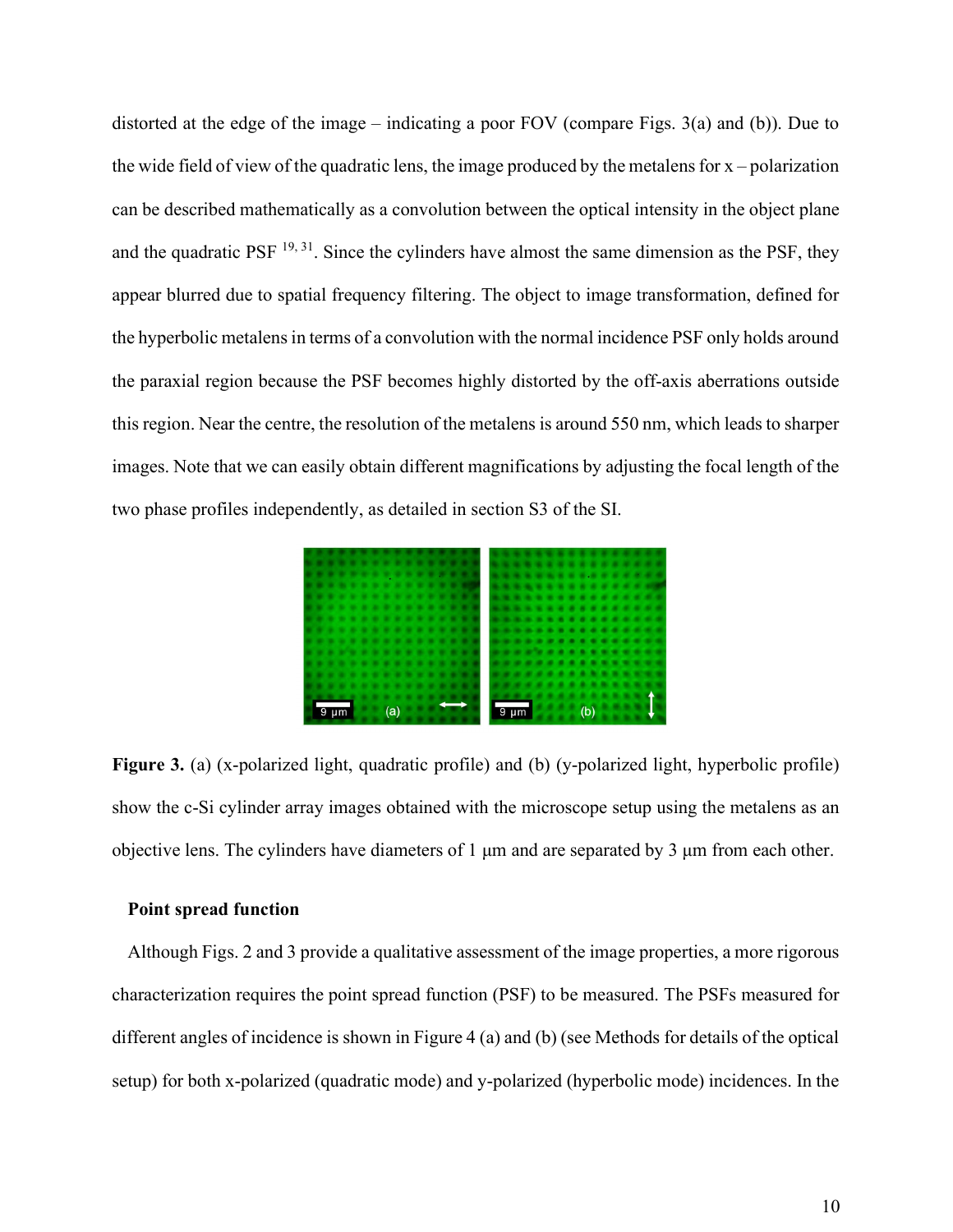distorted at the edge of the image – indicating a poor FOV (compare Figs. 3(a) and (b)). Due to the wide field of view of the quadratic lens, the image produced by the metalens for x – polarization can be described mathematically as a convolution between the optical intensity in the object plane and the quadratic PSF [19, 31]. Since the cylinders have almost the same dimension as the PSF, they appear blurred due to spatial frequency filtering. The object to image transformation, defined for the hyperbolic metalens in terms of a convolution with the normal incidence PSF only holds around the paraxial region because the PSF becomes highly distorted by the off-axis aberrations outside this region. Near the centre, the resolution of the metalens is around 550 nm, which leads to sharper images. Note that we can easily obtain different magnifications by adjusting the focal length of the two phase profiles independently, as detailed in section S3 of the SI.

**Figure 3.** (a) (x-polarized light, quadratic profile) and (b) (y-polarized light, hyperbolic profile) show the c-Si cylinder array images obtained with the microscope setup using the metalens as an objective lens. The cylinders have diameters of 1 μm and are separated by 3 μm from each other.

**Point spread function**

Although Figs. 2 and 3 provide a qualitative assessment of the image properties, a more rigorous characterization requires the point spread function (PSF) to be measured. The PSFs measured for different angles of incidence is shown in Figure 4 (a) and (b) (see Methods for details of the optical setup) for both x-polarized (quadratic mode) and y-polarized (hyperbolic mode) incidences. In the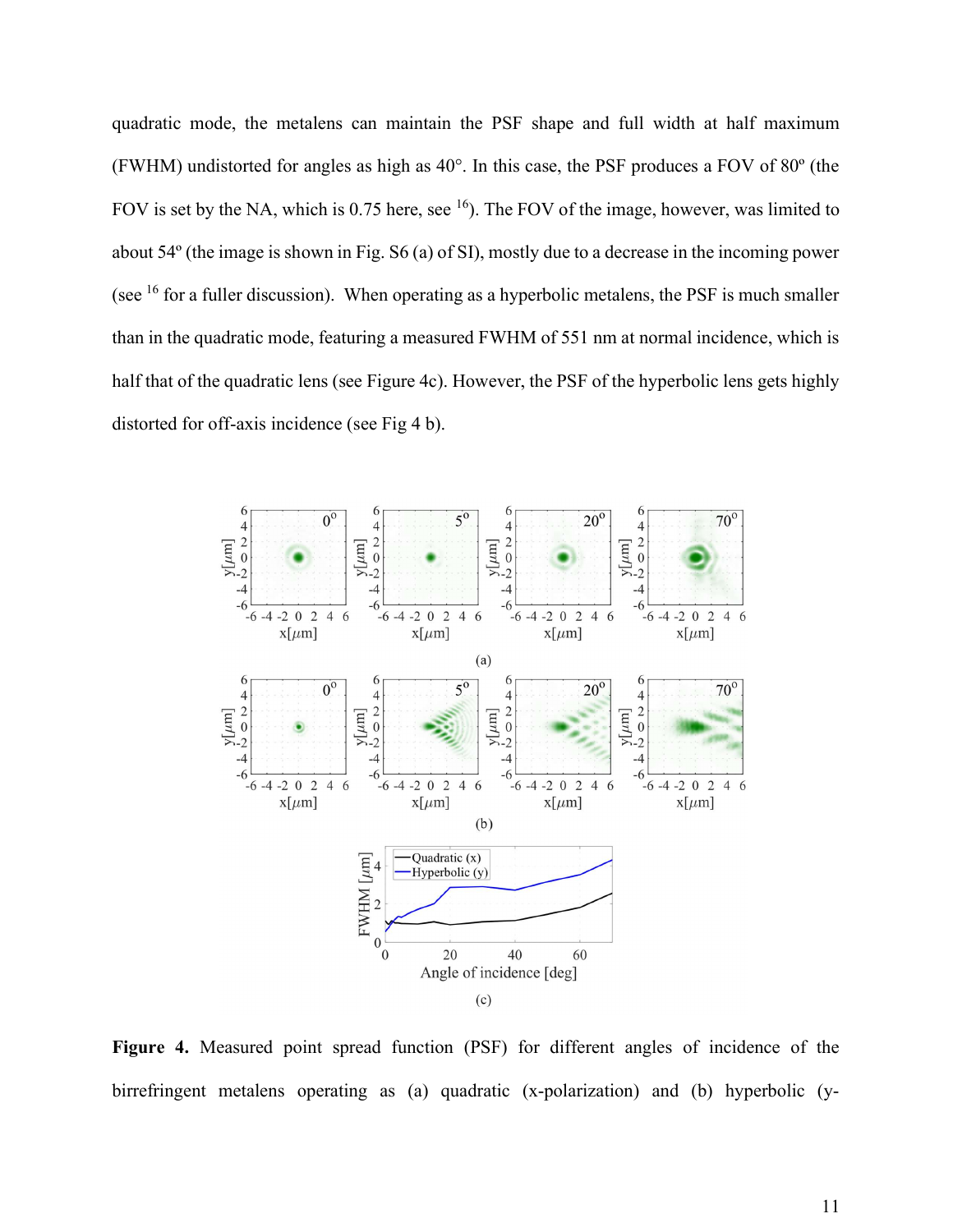quadratic mode, the metalens can maintain the PSF shape and full width at half maximum (FWHM) undistorted for angles as high as 40°. In this case, the PSF produces a FOV of 80º (the FOV is set by the NA, which is 0.75 here, see [16]). The FOV of the image, however, was limited to about 54º (the image is shown in Fig. S6 (a) of SI), mostly due to a decrease in the incoming power (see [16] for a fuller discussion). When operating as a hyperbolic metalens, the PSF is much smaller than in the quadratic mode, featuring a measured FWHM of 551 nm at normal incidence, which is half that of the quadratic lens (see Figure 4c). However, the PSF of the hyperbolic lens gets highly distorted for off-axis incidence (see Fig 4 b).

**Figure 4.** Measured point spread function (PSF) for different angles of incidence of the birrefringent metalens operating as (a) quadratic (x-polarization) and (b) hyperbolic (y-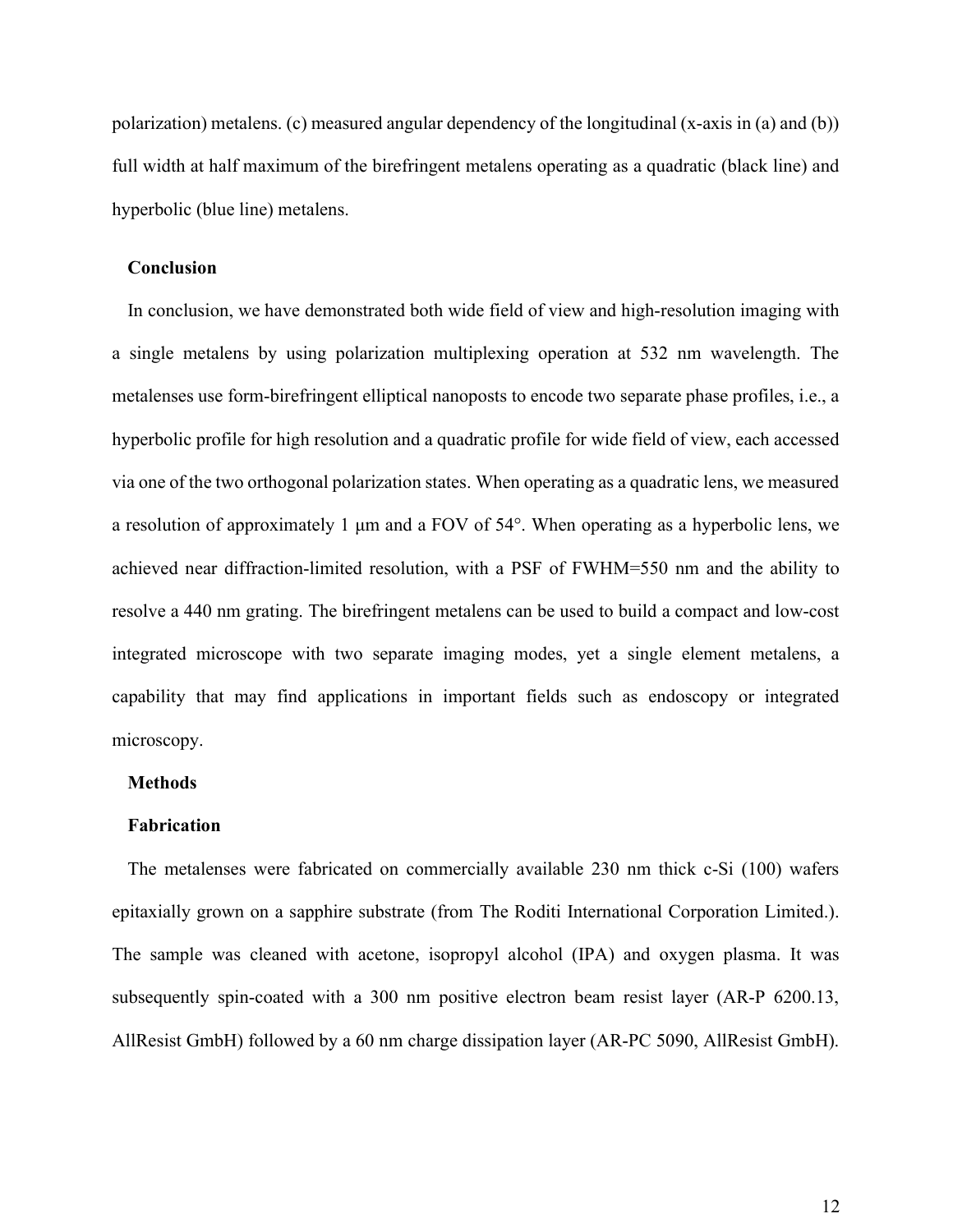polarization) metalens. (c) measured angular dependency of the longitudinal (x-axis in (a) and (b)) full width at half maximum of the birefringent metalens operating as a quadratic (black line) and hyperbolic (blue line) metalens.

## Conclusion

In conclusion, we have demonstrated both wide field of view and high-resolution imaging with a single metalens by using polarization multiplexing operation at 532 nm wavelength. The metalenses use form-birefringent elliptical nanoposts to encode two separate phase profiles, i.e., a hyperbolic profile for high resolution and a quadratic profile for wide field of view, each accessed via one of the two orthogonal polarization states. When operating as a quadratic lens, we measured a resolution of approximately 1 μm and a FOV of 54°. When operating as a hyperbolic lens, we achieved near diffraction-limited resolution, with a PSF of FWHM=550 nm and the ability to resolve a 440 nm grating. The birefringent metalens can be used to build a compact and low-cost integrated microscope with two separate imaging modes, yet a single element metalens, a capability that may find applications in important fields such as endoscopy or integrated microscopy.

## Methods

### Fabrication

The metalenses were fabricated on commercially available 230 nm thick c-Si (100) wafers epitaxially grown on a sapphire substrate (from The Roditi International Corporation Limited.). The sample was cleaned with acetone, isopropyl alcohol (IPA) and oxygen plasma. It was subsequently spin-coated with a 300 nm positive electron beam resist layer (AR-P 6200.13, AllResist GmbH) followed by a 60 nm charge dissipation layer (AR-PC 5090, AllResist GmbH).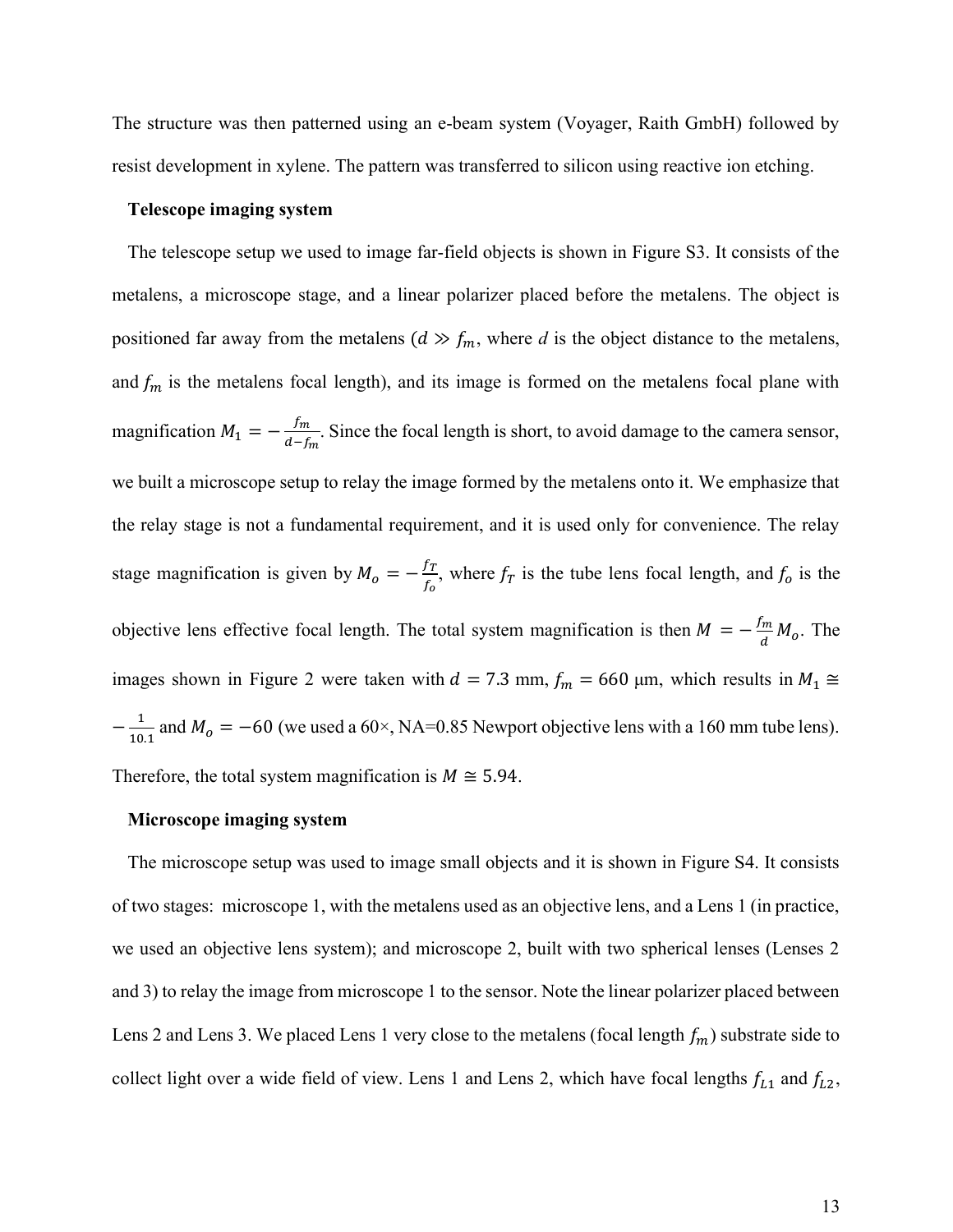The structure was then patterned using an e-beam system (Voyager, Raith GmbH) followed by resist development in xylene. The pattern was transferred to silicon using reactive ion etching.

**Telescope imaging system**

The telescope setup we used to image far-field objects is shown in Figure S3. It consists of the metalens, a microscope stage, and a linear polarizer placed before the metalens. The object is positioned far away from the metalens ($d \gg f_m$, where $d$ is the object distance to the metalens, and $f_m$ is the metalens focal length), and its image is formed on the metalens focal plane with magnification $M_1 = -\frac{f_m}{d-f_m}$. Since the focal length is short, to avoid damage to the camera sensor, we built a microscope setup to relay the image formed by the metalens onto it. We emphasize that the relay stage is not a fundamental requirement, and it is used only for convenience. The relay stage magnification is given by $M_o = -\frac{f_T}{f_o}$, where $f_T$ is the tube lens focal length, and $f_o$ is the objective lens effective focal length. The total system magnification is then $M = -\frac{f_m}{d} M_o$. The images shown in Figure 2 were taken with $d = 7.3$ mm, $f_m = 660$ µm, which results in $M_1 \cong -\frac{1}{10.1}$ and $M_o = -60$ (we used a 60×, NA=0.85 Newport objective lens with a 160 mm tube lens). Therefore, the total system magnification is $M \cong 5.94$.

**Microscope imaging system**

The microscope setup was used to image small objects and it is shown in Figure S4. It consists of two stages: microscope 1, with the metalens used as an objective lens, and a Lens 1 (in practice, we used an objective lens system); and microscope 2, built with two spherical lenses (Lenses 2 and 3) to relay the image from microscope 1 to the sensor. Note the linear polarizer placed between Lens 2 and Lens 3. We placed Lens 1 very close to the metalens (focal length $f_m$) substrate side to collect light over a wide field of view. Lens 1 and Lens 2, which have focal lengths $f_{L1}$ and $f_{L2}$,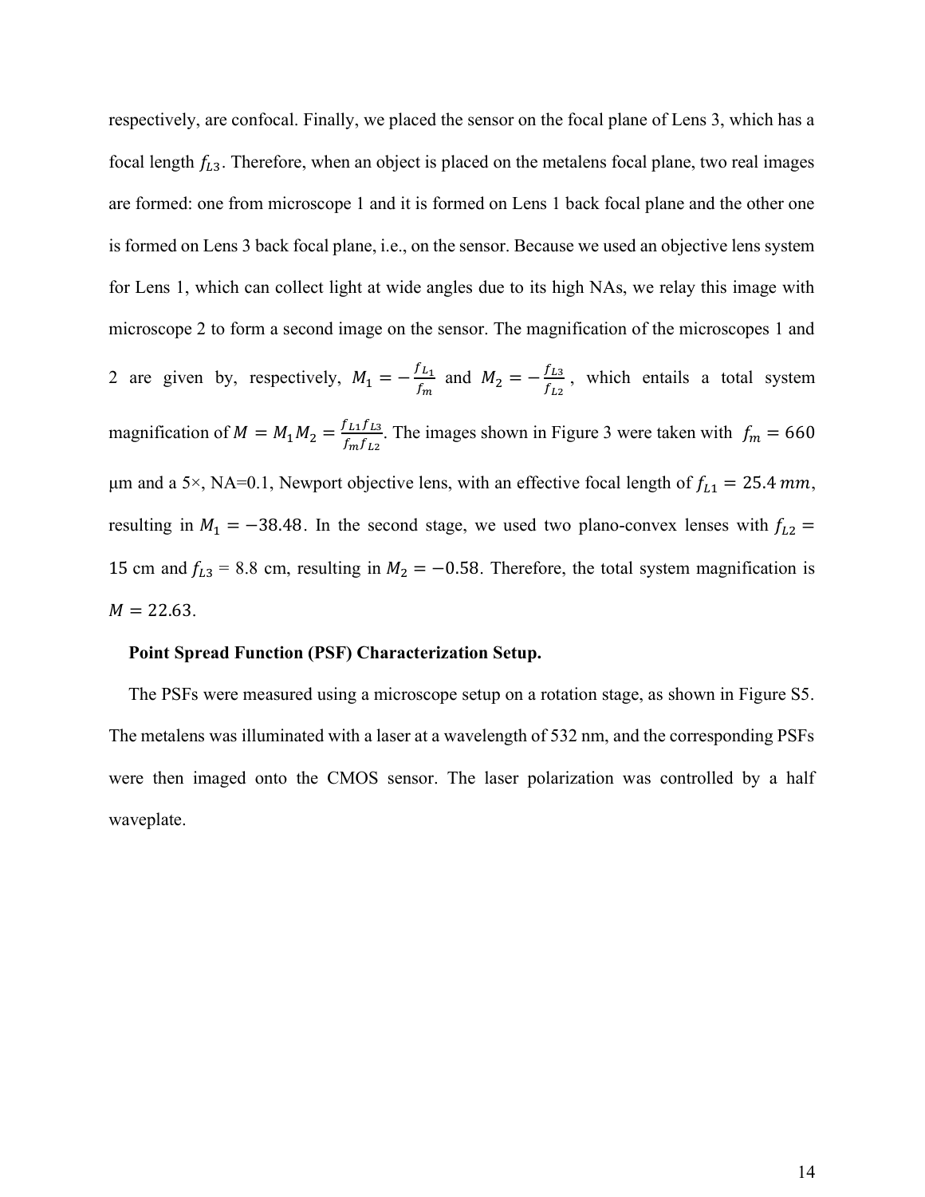respectively, are confocal. Finally, we placed the sensor on the focal plane of Lens 3, which has a focal length $f_{L3}$. Therefore, when an object is placed on the metalens focal plane, two real images are formed: one from microscope 1 and it is formed on Lens 1 back focal plane and the other one is formed on Lens 3 back focal plane, i.e., on the sensor. Because we used an objective lens system for Lens 1, which can collect light at wide angles due to its high NAs, we relay this image with microscope 2 to form a second image on the sensor. The magnification of the microscopes 1 and 2 are given by, respectively, $M_1 = -\frac{f_{L1}}{f_m}$ and $M_2 = -\frac{f_{L3}}{f_{L2}}$, which entails a total system magnification of $M = M_1 M_2 = \frac{f_{L1} f_{L3}}{f_m f_{L2}}$. The images shown in Figure 3 were taken with $f_m = 660$ μm and a 5×, NA=0.1, Newport objective lens, with an effective focal length of $f_{L1} = 25.4\ mm$, resulting in $M_1 = -38.48$. In the second stage, we used two plano-convex lenses with $f_{L2} =$ 15 cm and $f_{L3}$ = 8.8 cm, resulting in $M_2 = -0.58$. Therefore, the total system magnification is $M = 22.63$.

**Point Spread Function (PSF) Characterization Setup.**

The PSFs were measured using a microscope setup on a rotation stage, as shown in Figure S5. The metalens was illuminated with a laser at a wavelength of 532 nm, and the corresponding PSFs were then imaged onto the CMOS sensor. The laser polarization was controlled by a half waveplate.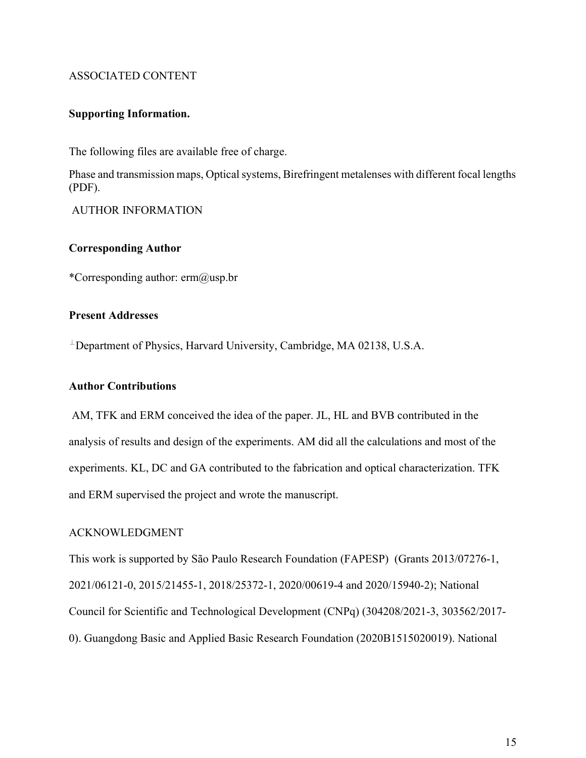ASSOCIATED CONTENT

**Supporting Information.**

The following files are available free of charge.

Phase and transmission maps, Optical systems, Birefringent metalenses with different focal lengths (PDF).

AUTHOR INFORMATION

**Corresponding Author**

*Corresponding author: erm@usp.br

**Present Addresses**

⊥Department of Physics, Harvard University, Cambridge, MA 02138, U.S.A.

**Author Contributions**

AM, TFK and ERM conceived the idea of the paper. JL, HL and BVB contributed in the analysis of results and design of the experiments. AM did all the calculations and most of the experiments. KL, DC and GA contributed to the fabrication and optical characterization. TFK and ERM supervised the project and wrote the manuscript.

ACKNOWLEDGMENT

This work is supported by São Paulo Research Foundation (FAPESP) (Grants 2013/07276-1, 2021/06121-0, 2015/21455-1, 2018/25372-1, 2020/00619-4 and 2020/15940-2); National Council for Scientific and Technological Development (CNPq) (304208/2021-3, 303562/2017-0). Guangdong Basic and Applied Basic Research Foundation (2020B1515020019). National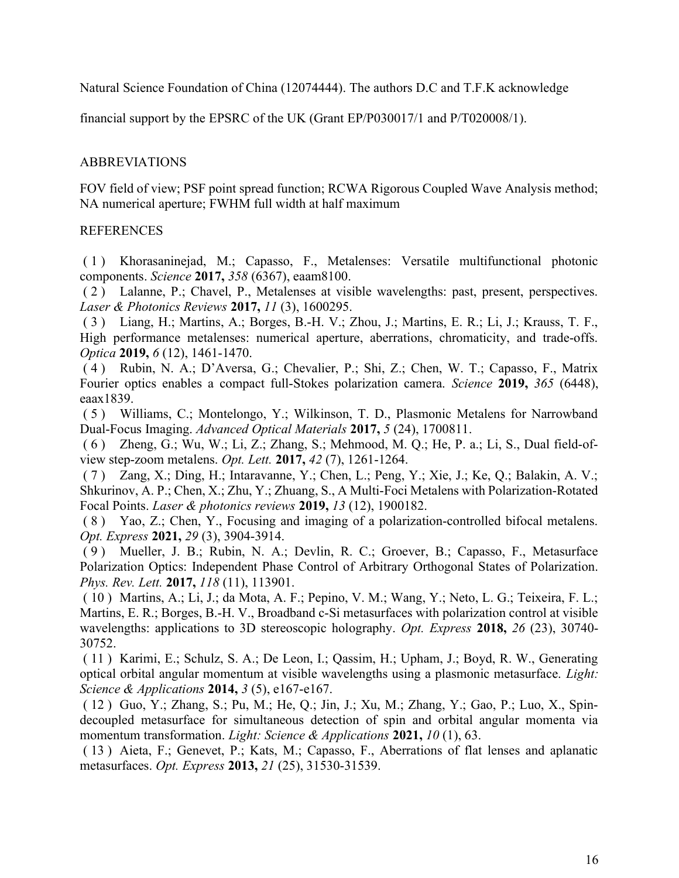Natural Science Foundation of China (12074444). The authors D.C and T.F.K acknowledge financial support by the EPSRC of the UK (Grant EP/P030017/1 and P/T020008/1).

## ABBREVIATIONS

FOV field of view; PSF point spread function; RCWA Rigorous Coupled Wave Analysis method; NA numerical aperture; FWHM full width at half maximum

## REFERENCES

(1) Khorasaninejad, M.; Capasso, F., Metalenses: Versatile multifunctional photonic components. *Science* **2017,** *358* (6367), eaam8100.

(2) Lalanne, P.; Chavel, P., Metalenses at visible wavelengths: past, present, perspectives. *Laser & Photonics Reviews* **2017,** *11* (3), 1600295.

(3) Liang, H.; Martins, A.; Borges, B.-H. V.; Zhou, J.; Martins, E. R.; Li, J.; Krauss, T. F., High performance metalenses: numerical aperture, aberrations, chromaticity, and trade-offs. *Optica* **2019,** *6* (12), 1461-1470.

(4) Rubin, N. A.; D'Aversa, G.; Chevalier, P.; Shi, Z.; Chen, W. T.; Capasso, F., Matrix Fourier optics enables a compact full-Stokes polarization camera. *Science* **2019,** *365* (6448), eaax1839.

(5) Williams, C.; Montelongo, Y.; Wilkinson, T. D., Plasmonic Metalens for Narrowband Dual-Focus Imaging. *Advanced Optical Materials* **2017,** *5* (24), 1700811.

(6) Zheng, G.; Wu, W.; Li, Z.; Zhang, S.; Mehmood, M. Q.; He, P. a.; Li, S., Dual field-of-view step-zoom metalens. *Opt. Lett.* **2017,** *42* (7), 1261-1264.

(7) Zang, X.; Ding, H.; Intaravanne, Y.; Chen, L.; Peng, Y.; Xie, J.; Ke, Q.; Balakin, A. V.; Shkurinov, A. P.; Chen, X.; Zhu, Y.; Zhuang, S., A Multi-Foci Metalens with Polarization-Rotated Focal Points. *Laser & photonics reviews* **2019,** *13* (12), 1900182.

(8) Yao, Z.; Chen, Y., Focusing and imaging of a polarization-controlled bifocal metalens. *Opt. Express* **2021,** *29* (3), 3904-3914.

(9) Mueller, J. B.; Rubin, N. A.; Devlin, R. C.; Groever, B.; Capasso, F., Metasurface Polarization Optics: Independent Phase Control of Arbitrary Orthogonal States of Polarization. *Phys. Rev. Lett.* **2017,** *118* (11), 113901.

(10) Martins, A.; Li, J.; da Mota, A. F.; Pepino, V. M.; Wang, Y.; Neto, L. G.; Teixeira, F. L.; Martins, E. R.; Borges, B.-H. V., Broadband c-Si metasurfaces with polarization control at visible wavelengths: applications to 3D stereoscopic holography. *Opt. Express* **2018,** *26* (23), 30740-30752.

(11) Karimi, E.; Schulz, S. A.; De Leon, I.; Qassim, H.; Upham, J.; Boyd, R. W., Generating optical orbital angular momentum at visible wavelengths using a plasmonic metasurface. *Light: Science & Applications* **2014,** *3* (5), e167-e167.

(12) Guo, Y.; Zhang, S.; Pu, M.; He, Q.; Jin, J.; Xu, M.; Zhang, Y.; Gao, P.; Luo, X., Spin-decoupled metasurface for simultaneous detection of spin and orbital angular momenta via momentum transformation. *Light: Science & Applications* **2021,** *10* (1), 63.

(13) Aieta, F.; Genevet, P.; Kats, M.; Capasso, F., Aberrations of flat lenses and aplanatic metasurfaces. *Opt. Express* **2013,** *21* (25), 31530-31539.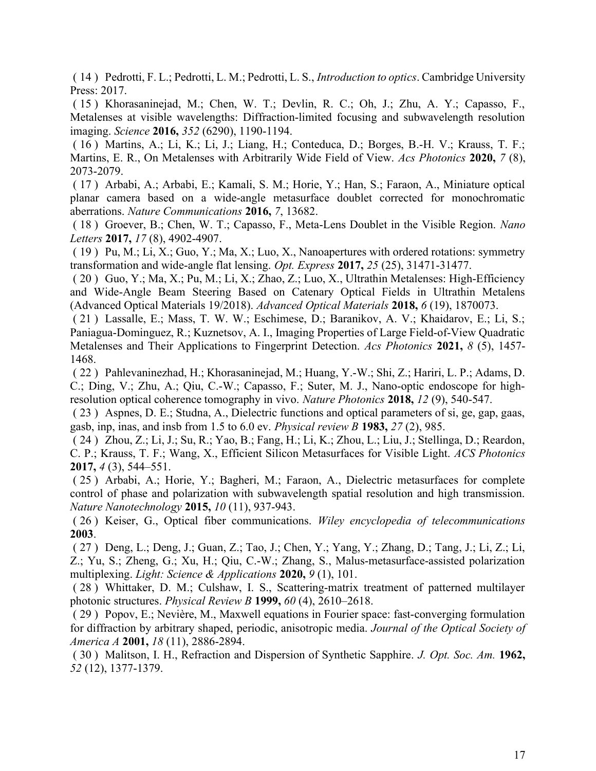( 14 ) Pedrotti, F. L.; Pedrotti, L. M.; Pedrotti, L. S., *Introduction to optics*. Cambridge University Press: 2017.

( 15 ) Khorasaninejad, M.; Chen, W. T.; Devlin, R. C.; Oh, J.; Zhu, A. Y.; Capasso, F., Metalenses at visible wavelengths: Diffraction-limited focusing and subwavelength resolution imaging. *Science* **2016,** *352* (6290), 1190-1194.

( 16 ) Martins, A.; Li, K.; Li, J.; Liang, H.; Conteduca, D.; Borges, B.-H. V.; Krauss, T. F.; Martins, E. R., On Metalenses with Arbitrarily Wide Field of View. *Acs Photonics* **2020,** *7* (8), 2073-2079.

( 17 ) Arbabi, A.; Arbabi, E.; Kamali, S. M.; Horie, Y.; Han, S.; Faraon, A., Miniature optical planar camera based on a wide-angle metasurface doublet corrected for monochromatic aberrations. *Nature Communications* **2016,** *7*, 13682.

( 18 ) Groever, B.; Chen, W. T.; Capasso, F., Meta-Lens Doublet in the Visible Region. *Nano Letters* **2017,** *17* (8), 4902-4907.

( 19 ) Pu, M.; Li, X.; Guo, Y.; Ma, X.; Luo, X., Nanoapertures with ordered rotations: symmetry transformation and wide-angle flat lensing. *Opt. Express* **2017,** *25* (25), 31471-31477.

( 20 ) Guo, Y.; Ma, X.; Pu, M.; Li, X.; Zhao, Z.; Luo, X., Ultrathin Metalenses: High-Efficiency and Wide-Angle Beam Steering Based on Catenary Optical Fields in Ultrathin Metalens (Advanced Optical Materials 19/2018). *Advanced Optical Materials* **2018,** *6* (19), 1870073.

( 21 ) Lassalle, E.; Mass, T. W. W.; Eschimese, D.; Baranikov, A. V.; Khaidarov, E.; Li, S.; Paniagua-Dominguez, R.; Kuznetsov, A. I., Imaging Properties of Large Field-of-View Quadratic Metalenses and Their Applications to Fingerprint Detection. *Acs Photonics* **2021,** *8* (5), 1457-1468.

( 22 ) Pahlevaninezhad, H.; Khorasaninejad, M.; Huang, Y.-W.; Shi, Z.; Hariri, L. P.; Adams, D. C.; Ding, V.; Zhu, A.; Qiu, C.-W.; Capasso, F.; Suter, M. J., Nano-optic endoscope for high-resolution optical coherence tomography in vivo. *Nature Photonics* **2018,** *12* (9), 540-547.

( 23 ) Aspnes, D. E.; Studna, A., Dielectric functions and optical parameters of si, ge, gap, gaas, gasb, inp, inas, and insb from 1.5 to 6.0 ev. *Physical review B* **1983,** *27* (2), 985.

( 24 ) Zhou, Z.; Li, J.; Su, R.; Yao, B.; Fang, H.; Li, K.; Zhou, L.; Liu, J.; Stellinga, D.; Reardon, C. P.; Krauss, T. F.; Wang, X., Efficient Silicon Metasurfaces for Visible Light. *ACS Photonics* **2017,** *4* (3), 544–551.

( 25 ) Arbabi, A.; Horie, Y.; Bagheri, M.; Faraon, A., Dielectric metasurfaces for complete control of phase and polarization with subwavelength spatial resolution and high transmission. *Nature Nanotechnology* **2015,** *10* (11), 937-943.

( 26 ) Keiser, G., Optical fiber communications. *Wiley encyclopedia of telecommunications* **2003**.

( 27 ) Deng, L.; Deng, J.; Guan, Z.; Tao, J.; Chen, Y.; Yang, Y.; Zhang, D.; Tang, J.; Li, Z.; Li, Z.; Yu, S.; Zheng, G.; Xu, H.; Qiu, C.-W.; Zhang, S., Malus-metasurface-assisted polarization multiplexing. *Light: Science & Applications* **2020,** *9* (1), 101.

( 28 ) Whittaker, D. M.; Culshaw, I. S., Scattering-matrix treatment of patterned multilayer photonic structures. *Physical Review B* **1999,** *60* (4), 2610–2618.

( 29 ) Popov, E.; Nevière, M., Maxwell equations in Fourier space: fast-converging formulation for diffraction by arbitrary shaped, periodic, anisotropic media. *Journal of the Optical Society of America A* **2001,** *18* (11), 2886-2894.

( 30 ) Malitson, I. H., Refraction and Dispersion of Synthetic Sapphire. *J. Opt. Soc. Am.* **1962,** *52* (12), 1377-1379.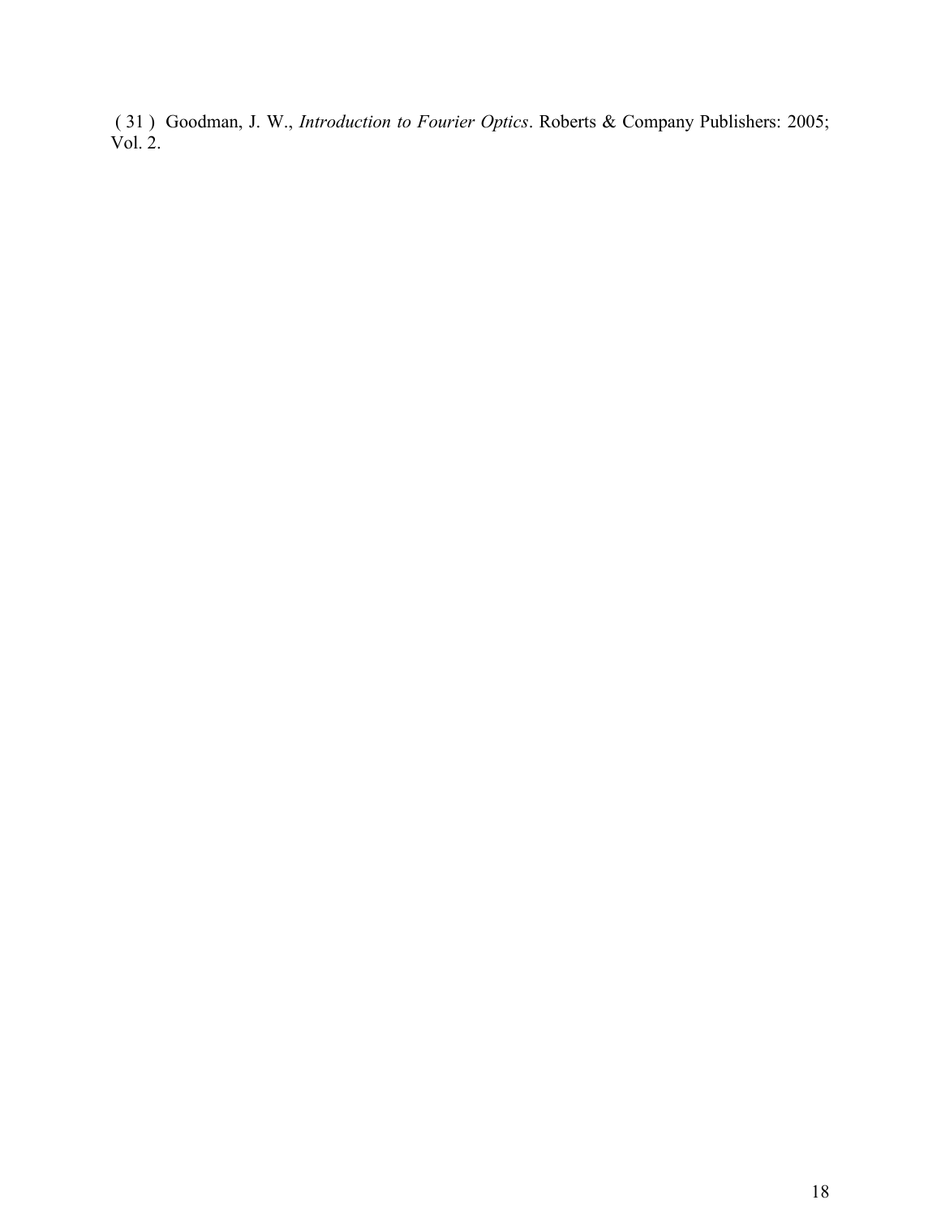( 31 ) Goodman, J. W., *Introduction to Fourier Optics*. Roberts & Company Publishers: 2005; Vol. 2.